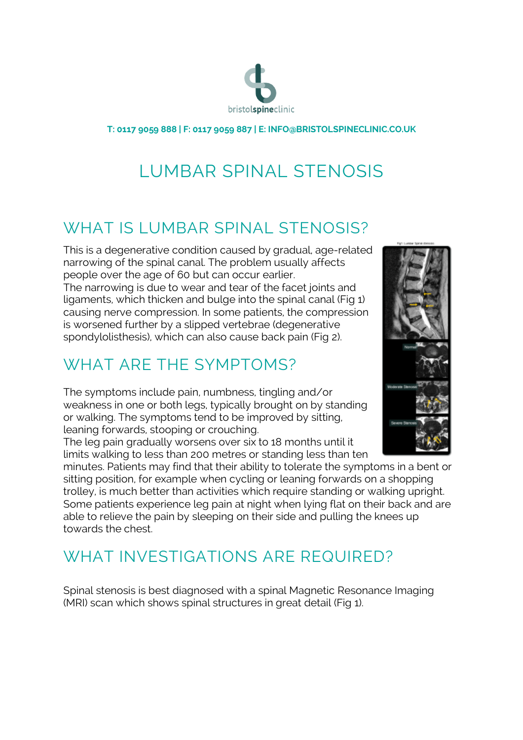bristolspineclinic

**T: 0117 9059 888 | F: 0117 9059 887 | E: INFO@BRISTOLSPINECLINIC.CO.UK**

# LUMBAR SPINAL STENOSIS

## WHAT IS LUMBAR SPINAL STENOSIS?

This is a degenerative condition caused by gradual, age-related narrowing of the spinal canal. The problem usually affects people over the age of 60 but can occur earlier.
The narrowing is due to wear and tear of the facet joints and ligaments, which thicken and bulge into the spinal canal (Fig 1) causing nerve compression. In some patients, the compression is worsened further by a slipped vertebrae (degenerative spondylolisthesis), which can also cause back pain (Fig 2).

## WHAT ARE THE SYMPTOMS?

The symptoms include pain, numbness, tingling and/or weakness in one or both legs, typically brought on by standing or walking. The symptoms tend to be improved by sitting, leaning forwards, stooping or crouching.
The leg pain gradually worsens over six to 18 months until it limits walking to less than 200 metres or standing less than ten minutes. Patients may find that their ability to tolerate the symptoms in a bent or sitting position, for example when cycling or leaning forwards on a shopping trolley, is much better than activities which require standing or walking upright. Some patients experience leg pain at night when lying flat on their back and are able to relieve the pain by sleeping on their side and pulling the knees up towards the chest.

## WHAT INVESTIGATIONS ARE REQUIRED?

Spinal stenosis is best diagnosed with a spinal Magnetic Resonance Imaging (MRI) scan which shows spinal structures in great detail (Fig 1).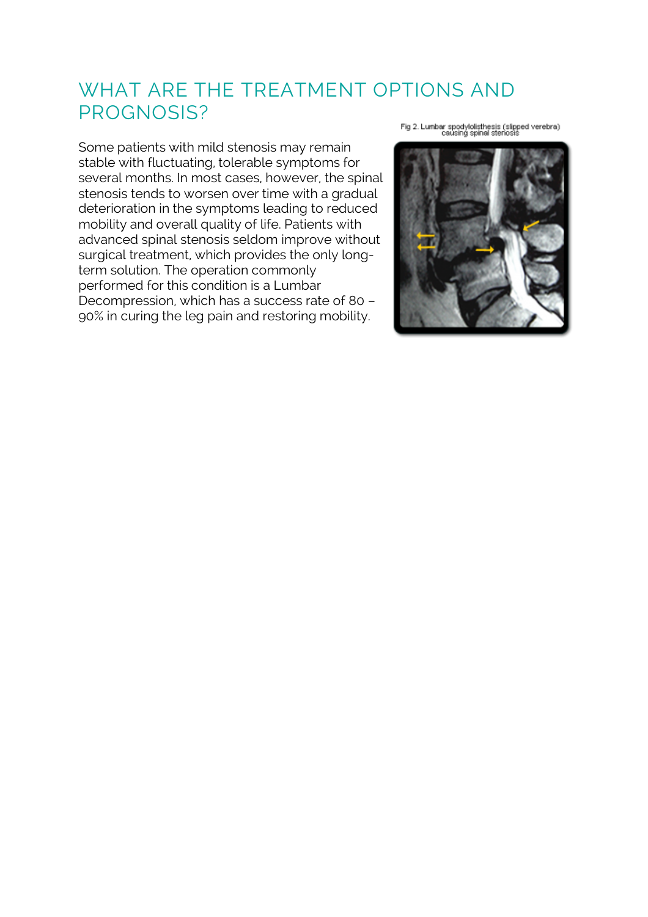## WHAT ARE THE TREATMENT OPTIONS AND PROGNOSIS?

Some patients with mild stenosis may remain stable with fluctuating, tolerable symptoms for several months. In most cases, however, the spinal stenosis tends to worsen over time with a gradual deterioration in the symptoms leading to reduced mobility and overall quality of life. Patients with advanced spinal stenosis seldom improve without surgical treatment, which provides the only long-term solution. The operation commonly performed for this condition is a Lumbar Decompression, which has a success rate of 80 – 90% in curing the leg pain and restoring mobility.

Fig 2. Lumbar spodylolisthesis (slipped verebra) causing spinal stenosis